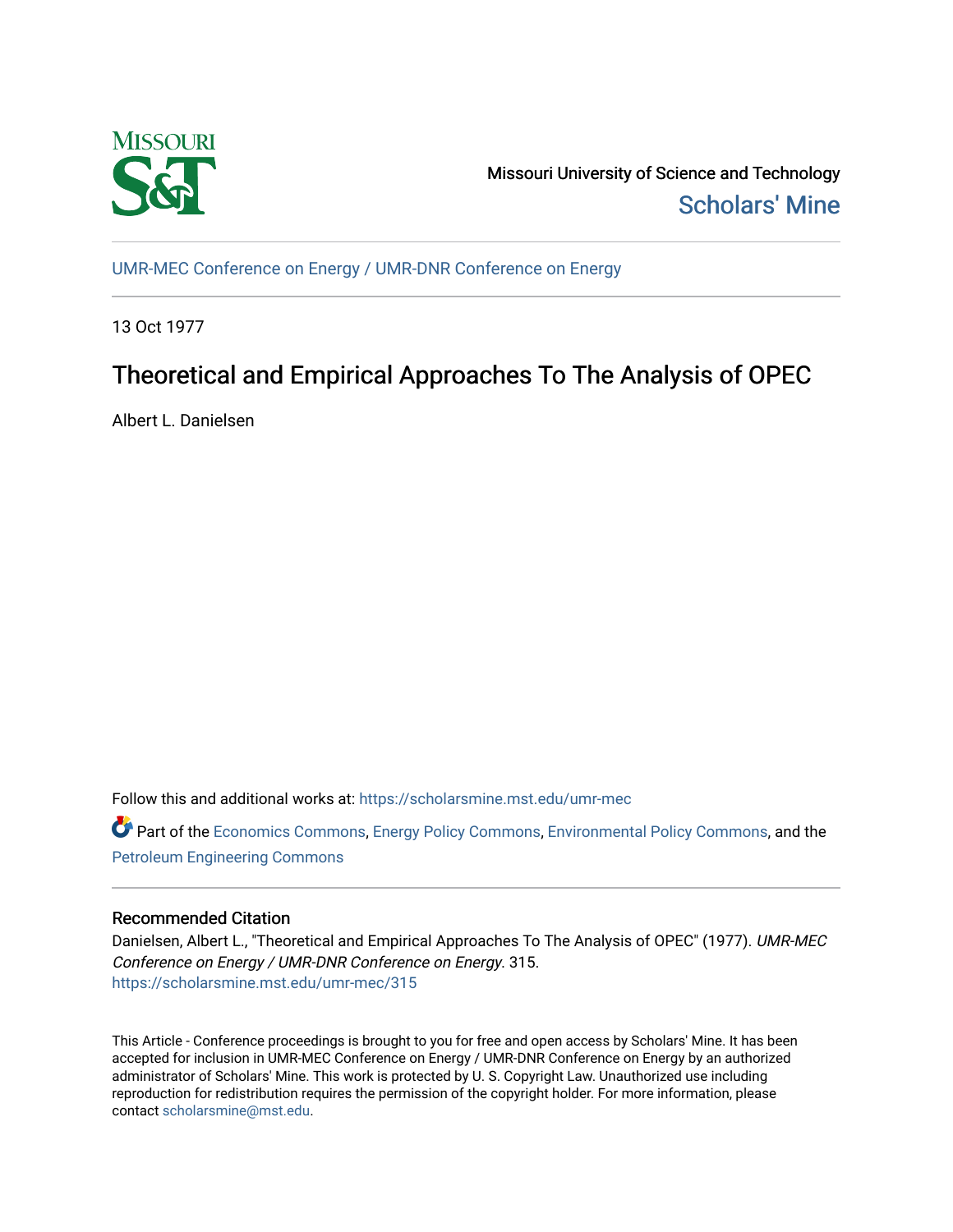Missouri University of Science and Technology

Scholars' Mine

UMR-MEC Conference on Energy / UMR-DNR Conference on Energy

13 Oct 1977

# Theoretical and Empirical Approaches To The Analysis of OPEC

Albert L. Danielsen

Follow this and additional works at: https://scholarsmine.mst.edu/umr-mec

Part of the Economics Commons, Energy Policy Commons, Environmental Policy Commons, and the Petroleum Engineering Commons

## Recommended Citation

Danielsen, Albert L., "Theoretical and Empirical Approaches To The Analysis of OPEC" (1977). *UMR-MEC Conference on Energy / UMR-DNR Conference on Energy*. 315.
https://scholarsmine.mst.edu/umr-mec/315

This Article - Conference proceedings is brought to you for free and open access by Scholars' Mine. It has been accepted for inclusion in UMR-MEC Conference on Energy / UMR-DNR Conference on Energy by an authorized administrator of Scholars' Mine. This work is protected by U. S. Copyright Law. Unauthorized use including reproduction for redistribution requires the permission of the copyright holder. For more information, please contact scholarsmine@mst.edu.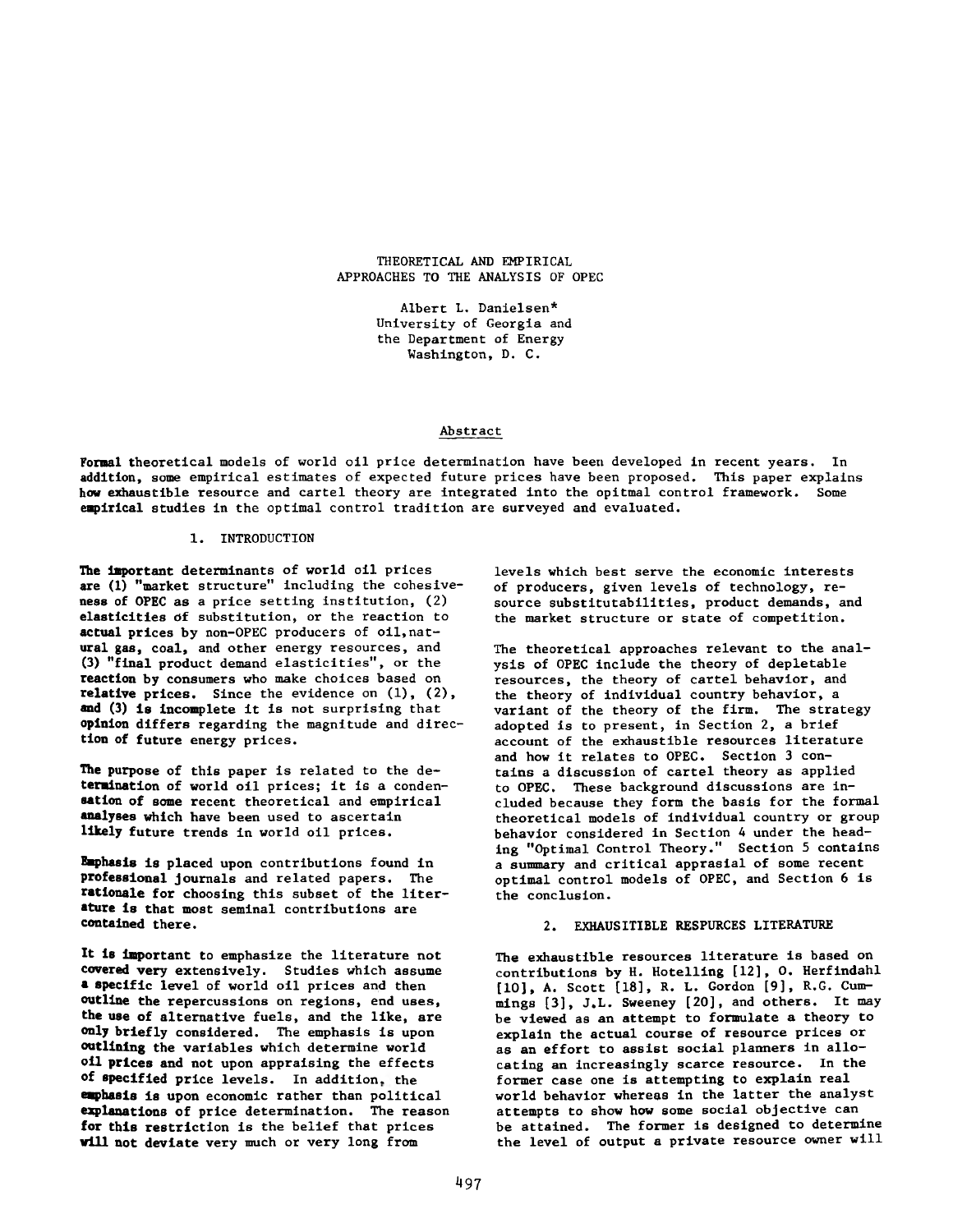# THEORETICAL AND EMPIRICAL APPROACHES TO THE ANALYSIS OF OPEC

Albert L. Danielsen*
University of Georgia and
the Department of Energy
Washington, D. C.

## Abstract

Formal theoretical models of world oil price determination have been developed in recent years. In addition, some empirical estimates of expected future prices have been proposed. This paper explains how exhaustible resource and cartel theory are integrated into the opitmal control framework. Some empirical studies in the optimal control tradition are surveyed and evaluated.

## 1. INTRODUCTION

The important determinants of world oil prices are (1) "market structure" including the cohesiveness of OPEC as a price setting institution, (2) elasticities of substitution, or the reaction to actual prices by non-OPEC producers of oil, natural gas, coal, and other energy resources, and (3) "final product demand elasticities", or the reaction by consumers who make choices based on relative prices. Since the evidence on (1), (2), and (3) is incomplete it is not surprising that opinion differs regarding the magnitude and direction of future energy prices.

The purpose of this paper is related to the determination of world oil prices; it is a condensation of some recent theoretical and empirical analyses which have been used to ascertain likely future trends in world oil prices.

Emphasis is placed upon contributions found in professional journals and related papers. The rationale for choosing this subset of the literature is that most seminal contributions are contained there.

It is important to emphasize the literature not covered very extensively. Studies which assume a specific level of world oil prices and then outline the repercussions on regions, end uses, the use of alternative fuels, and the like, are only briefly considered. The emphasis is upon outlining the variables which determine world oil prices and not upon appraising the effects of specified price levels. In addition, the emphasis is upon economic rather than political explanations of price determination. The reason for this restriction is the belief that prices will not deviate very much or very long from levels which best serve the economic interests of producers, given levels of technology, resource substitutabilities, product demands, and the market structure or state of competition.

The theoretical approaches relevant to the analysis of OPEC include the theory of depletable resources, the theory of cartel behavior, and the theory of individual country behavior, a variant of the theory of the firm. The strategy adopted is to present, in Section 2, a brief account of the exhaustible resources literature and how it relates to OPEC. Section 3 contains a discussion of cartel theory as applied to OPEC. These background discussions are included because they form the basis for the formal theoretical models of individual country or group behavior considered in Section 4 under the heading "Optimal Control Theory." Section 5 contains a summary and critical apprasial of some recent optimal control models of OPEC, and Section 6 is the conclusion.

## 2. EXHAUSITIBLE RESPURCES LITERATURE

The exhaustible resources literature is based on contributions by H. Hotelling [12], O. Herfindahl [10], A. Scott [18], R. L. Gordon [9], R.G. Cummings [3], J.L. Sweeney [20], and others. It may be viewed as an attempt to formulate a theory to explain the actual course of resource prices or as an effort to assist social planners in allocating an increasingly scarce resource. In the former case one is attempting to explain real world behavior whereas in the latter the analyst attempts to show how some social objective can be attained. The former is designed to determine the level of output a private resource owner will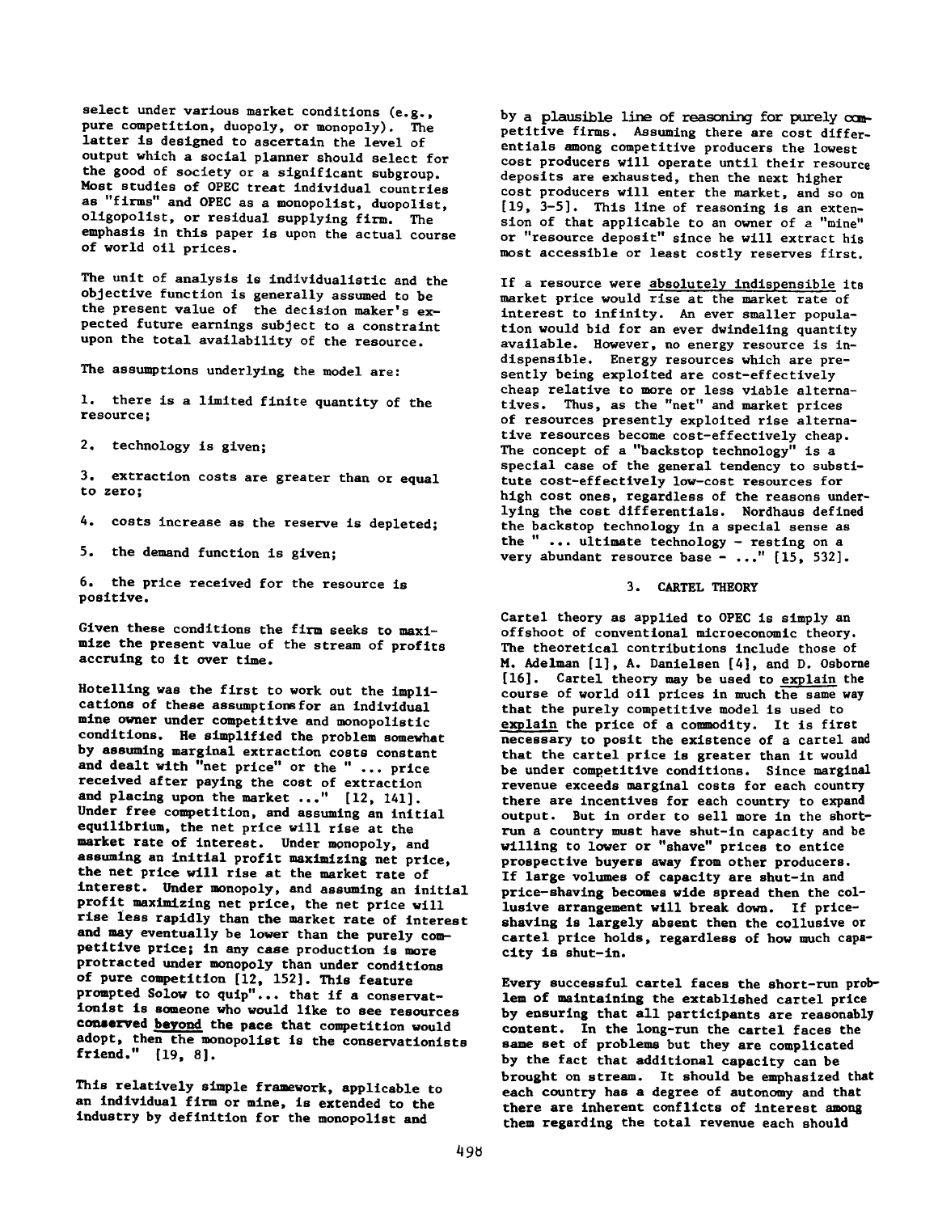select under various market conditions (e.g., pure competition, duopoly, or monopoly). The latter is designed to ascertain the level of output which a social planner should select for the good of society or a significant subgroup. Most studies of OPEC treat individual countries as "firms" and OPEC as a monopolist, duopolist, oligopolist, or residual supplying firm. The emphasis in this paper is upon the actual course of world oil prices.

The unit of analysis is individualistic and the objective function is generally assumed to be the present value of the decision maker's expected future earnings subject to a constraint upon the total availability of the resource.

The assumptions underlying the model are:

1. there is a limited finite quantity of the resource;

2. technology is given;

3. extraction costs are greater than or equal to zero;

4. costs increase as the reserve is depleted;

5. the demand function is given;

6. the price received for the resource is positive.

Given these conditions the firm seeks to maximize the present value of the stream of profits accruing to it over time.

Hotelling was the first to work out the implications of these assumptions for an individual mine owner under competitive and monopolistic conditions. He simplified the problem somewhat by assuming marginal extraction costs constant and dealt with "net price" or the " ... price received after paying the cost of extraction and placing upon the market ..." [12, 141]. Under free competition, and assuming an initial equilibrium, the net price will rise at the market rate of interest. Under monopoly, and assuming an initial profit maximizing net price, the net price will rise at the market rate of interest. Under monopoly, and assuming an initial profit maximizing net price, the net price will rise less rapidly than the market rate of interest and may eventually be lower than the purely competitive price; in any case production is more protracted under monopoly than under conditions of pure competition [12, 152]. This feature prompted Solow to quip"... that if a conservationist is someone who would like to see resources conserved beyond the pace that competition would adopt, then the monopolist is the conservationists friend." [19, 8].

This relatively simple framework, applicable to an individual firm or mine, is extended to the industry by definition for the monopolist and by a plausible line of reasoning for purely competitive firms. Assuming there are cost differentials among competitive producers the lowest cost producers will operate until their resource deposits are exhausted, then the next higher cost producers will enter the market, and so on [19, 3-5]. This line of reasoning is an extension of that applicable to an owner of a "mine" or "resource deposit" since he will extract his most accessible or least costly reserves first.

If a resource were absolutely indispensible its market price would rise at the market rate of interest to infinity. An ever smaller population would bid for an ever dwindeling quantity available. However, no energy resource is indispensible. Energy resources which are presently being exploited are cost-effectively cheap relative to more or less viable alternatives. Thus, as the "net" and market prices of resources presently exploited rise alternative resources become cost-effectively cheap. The concept of a "backstop technology" is a special case of the general tendency to substitute cost-effectively low-cost resources for high cost ones, regardless of the reasons underlying the cost differentials. Nordhaus defined the backstop technology in a special sense as the " ... ultimate technology - resting on a very abundant resource base - ..." [15, 532].

## 3. CARTEL THEORY

Cartel theory as applied to OPEC is simply an offshoot of conventional microeconomic theory. The theoretical contributions include those of M. Adelman [1], A. Danielsen [4], and D. Osborne [16]. Cartel theory may be used to explain the course of world oil prices in much the same way that the purely competitive model is used to explain the price of a commodity. It is first necessary to posit the existence of a cartel and that the cartel price is greater than it would be under competitive conditions. Since marginal revenue exceeds marginal costs for each country there are incentives for each country to expand output. But in order to sell more in the short-run a country must have shut-in capacity and be willing to lower or "shave" prices to entice prospective buyers away from other producers. If large volumes of capacity are shut-in and price-shaving becomes wide spread then the collusive arrangement will break down. If price-shaving is largely absent then the collusive or cartel price holds, regardless of how much capacity is shut-in.

Every successful cartel faces the short-run problem of maintaining the extablished cartel price by ensuring that all participants are reasonably content. In the long-run the cartel faces the same set of problems but they are complicated by the fact that additional capacity can be brought on stream. It should be emphasized that each country has a degree of autonomy and that there are inherent conflicts of interest among them regarding the total revenue each should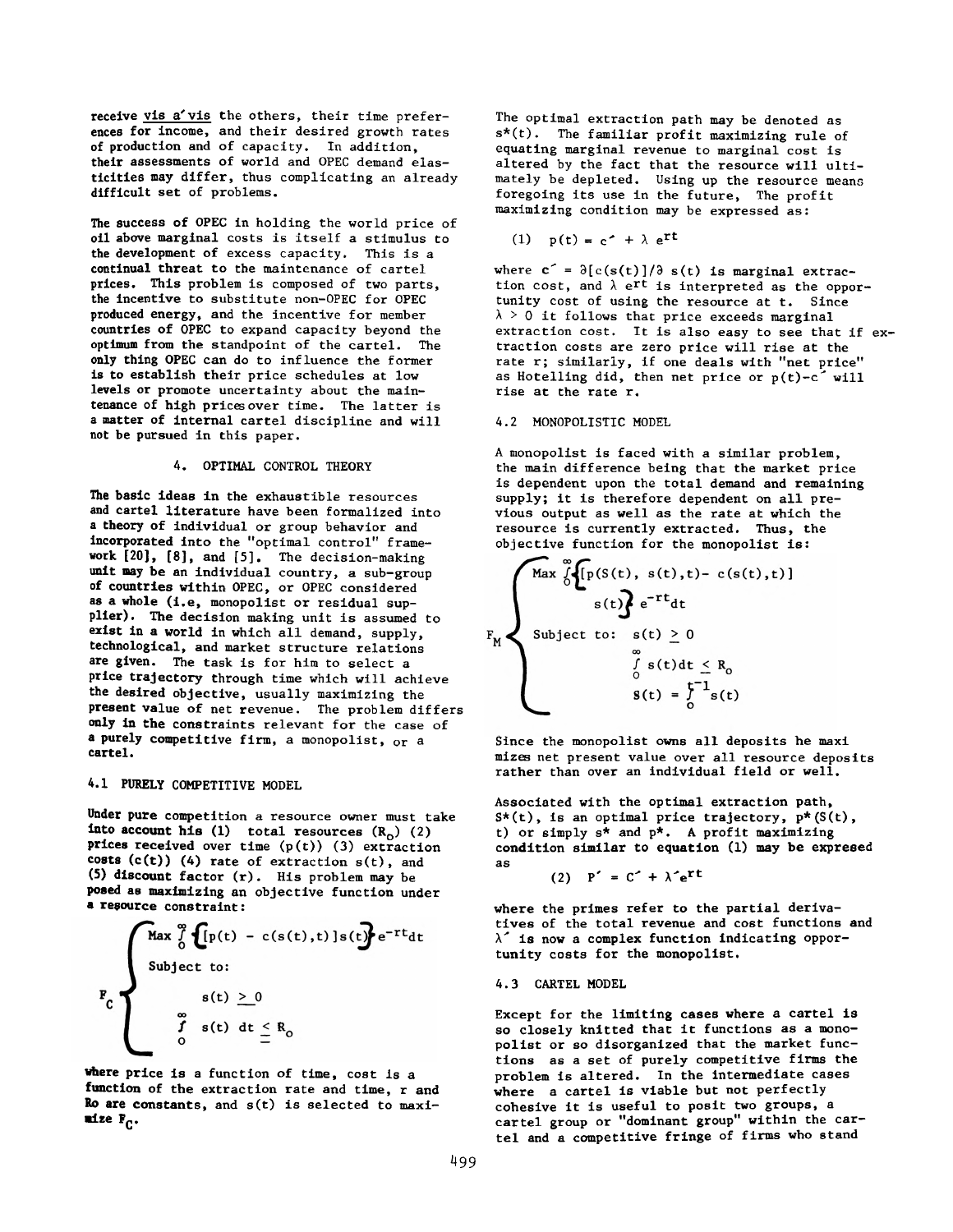receive vis a'vis the others, their time preferences for income, and their desired growth rates of production and of capacity. In addition, their assessments of world and OPEC demand elasticities may differ, thus complicating an already difficult set of problems.

The success of OPEC in holding the world price of oil above marginal costs is itself a stimulus to the development of excess capacity. This is a continual threat to the maintenance of cartel prices. This problem is composed of two parts, the incentive to substitute non-OPEC for OPEC produced energy, and the incentive for member countries of OPEC to expand capacity beyond the optimum from the standpoint of the cartel. The only thing OPEC can do to influence the former is to establish their price schedules at low levels or promote uncertainty about the maintenance of high prices over time. The latter is a matter of internal cartel discipline and will not be pursued in this paper.

## 4. OPTIMAL CONTROL THEORY

The basic ideas in the exhaustible resources and cartel literature have been formalized into a theory of individual or group behavior and incorporated into the "optimal control" framework [20], [8], and [5]. The decision-making unit may be an individual country, a sub-group of countries within OPEC, or OPEC considered as a whole (i.e, monopolist or residual supplier). The decision making unit is assumed to exist in a world in which all demand, supply, technological, and market structure relations are given. The task is for him to select a price trajectory through time which will achieve the desired objective, usually maximizing the present value of net revenue. The problem differs only in the constraints relevant for the case of a purely competitive firm, a monopolist, or a cartel.

### 4.1 PURELY COMPETITIVE MODEL

Under pure competition a resource owner must take into account his (1) total resources ($R_o$) (2) prices received over time ($p(t)$) (3) extraction costs ($c(t)$) (4) rate of extraction $s(t)$, and (5) discount factor ($r$). His problem may be posed as maximizing an objective function under a resource constraint:

$$
F_C \begin{cases} \text{Max} \int_0^\infty \{[p(t) - c(s(t),t)]s(t)\} e^{-rt}dt \\ \text{Subject to:} \\ \quad s(t) \geq 0 \\ \quad \int_0^\infty s(t)\, dt \leq R_o \end{cases}
$$

where price is a function of time, cost is a function of the extraction rate and time, $r$ and $R_o$ are constants, and $s(t)$ is selected to maximize $F_C$.

The optimal extraction path may be denoted as $s^*(t)$. The familiar profit maximizing rule of equating marginal revenue to marginal cost is altered by the fact that the resource will ultimately be depleted. Using up the resource means foregoing its use in the future, The profit maximizing condition may be expressed as:

$$(1) \quad p(t) = c' + \lambda\, e^{rt}$$

where $c' = \partial[c(s(t)]/\partial\, s(t)$ is marginal extraction cost, and $\lambda\, e^{rt}$ is interpreted as the opportunity cost of using the resource at t. Since $\lambda > 0$ it follows that price exceeds marginal extraction cost. It is also easy to see that if extraction costs are zero price will rise at the rate r; similarly, if one deals with "net price" as Hotelling did, then net price or $p(t)-c'$ will rise at the rate r.

### 4.2 MONOPOLISTIC MODEL

A monopolist is faced with a similar problem, the main difference being that the market price is dependent upon the total demand and remaining supply; it is therefore dependent on all previous output as well as the rate at which the resource is currently extracted. Thus, the objective function for the monopolist is:

$$
F_M \begin{cases} \text{Max} \int_0^\infty \{[p(S(t), s(t),t) - c(s(t),t)]\, s(t)\} e^{-rt}dt \\ \text{Subject to:} \quad s(t) \geq 0 \\ \qquad \int_0^\infty s(t)dt \leq R_o \\ \qquad S(t) = \int_0^{t-1} s(t) \end{cases}
$$

Since the monopolist owns all deposits he maximizes net present value over all resource deposits rather than over an individual field or well.

Associated with the optimal extraction path, $S^*(t)$, is an optimal price trajectory, $p^*(S(t), t)$ or simply $s^*$ and $p^*$. A profit maximizing condition similar to equation (1) may be expresed as

$$(2) \quad P' = C' + \lambda' e^{rt}$$

where the primes refer to the partial derivatives of the total revenue and cost functions and $\lambda'$ is now a complex function indicating opportunity costs for the monopolist.

### 4.3 CARTEL MODEL

Except for the limiting cases where a cartel is so closely knitted that it functions as a monopolist or so disorganized that the market functions as a set of purely competitive firms the problem is altered. In the intermediate cases where a cartel is viable but not perfectly cohesive it is useful to posit two groups, a cartel group or "dominant group" within the cartel and a competitive fringe of firms who stand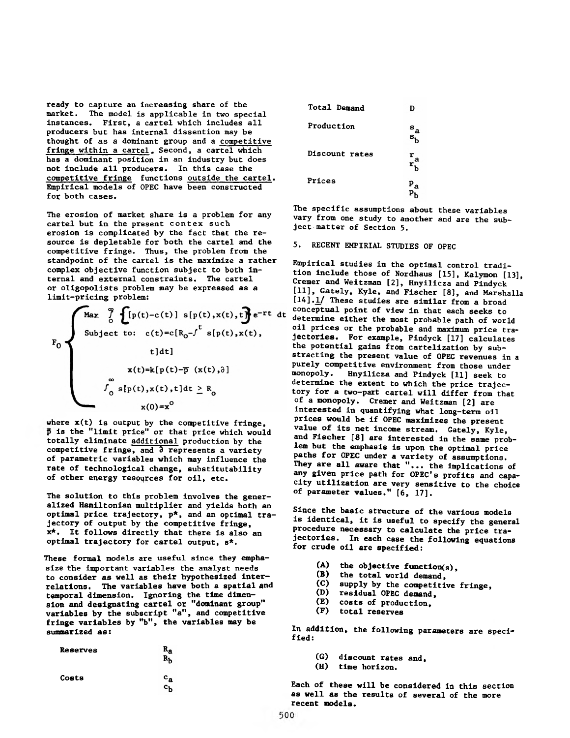ready to capture an increasing share of the market. The model is applicable in two special instances. First, a cartel which includes all producers but has internal dissention may be thought of as a dominant group and a competitive fringe within a cartel. Second, a cartel which has a dominant position in an industry but does not include all producers. In this case the competitive fringe functions outside the cartel. Empirical models of OPEC have been constructed for both cases.

The erosion of market share is a problem for any cartel but in the present contex such erosion is complicated by the fact that the resource is depletable for both the cartel and the competitive fringe. Thus, the problem from the standpoint of the cartel is the maximize a rather complex objective function subject to both internal and external constraints. The cartel or oligopolists problem may be expressed as a limit-pricing problem:

$$
F_0 \begin{cases}
\text{Max} \int_0^{\infty} \{[p(t)-c(t)]\ s[p(t),x(t),t]\} e^{-rt}\, dt \\
\text{Subject to: } c(t)=c[R_0-\int^t s[p(t),x(t),t]dt] \\
x(t)=k[p(t)-\bar{p}\ (x(t),\partial] \\
\int_0^{\infty} s[p(t),x(t),t]dt \geq R_0 \\
x(0)=x^0
\end{cases}
$$

where $x(t)$ is output by the competitive fringe, $\bar{p}$ is the "limit price" or that price which would totally eliminate additional production by the competitive fringe, and $\partial$ represents a variety of parametric variables which may influence the rate of technological change, substitutability of other energy resources for oil, etc.

The solution to this problem involves the generalized Hamiltonian multiplier and yields both an optimal price trajectory, $p^*$, and an optimal trajectory of output by the competitive fringe, $x^*$. It follows directly that there is also an optimal trajectory for cartel output, $s^*$.

These formal models are useful since they emphasize the important variables the analyst needs to consider as well as their hypothesized interrelations. The variables have both a spatial and temporal dimension. Ignoring the time dimension and designating cartel or "dominant group" variables by the subscript "a", and competitive fringe variables by "b", the variables may be summarized as:

| | |
|---|---|
| Reserves | $R_a$ <br> $R_b$ |
| Costs | $c_a$ <br> $c_b$ |
| Total Demand | D |
| Production | $s_a$ <br> $s_b$ |
| Discount rates | $r_a$ <br> $r_b$ |
| Prices | $p_a$ <br> $p_b$ |

The specific assumptions about these variables vary from one study to another and are the subject matter of Section 5.

## 5. RECENT EMPIRIAL STUDIES OF OPEC

Empirical studies in the optimal control tradition include those of Nordhaus [15], Kalymon [13], Cremer and Weitzman [2], Hnyilicza and Pindyck [11], Gately, Kyle, and Fischer [8], and Marshalla [14].1/ These studies are similar from a broad conceptual point of view in that each seeks to determine either the most probable path of world oil prices or the probable and maximum price trajectories. For example, Pindyck [17] calculates the potential gains from cartelization by substracting the present value of OPEC revenues in a purely competitive environment from those under monopoly. Hnyilicza and Pindyck [11] seek to determine the extent to which the price trajectory for a two-part cartel will differ from that of a monopoly. Cremer and Weitzman [2] are interested in quantifying what long-term oil prices would be if OPEC maximizes the present value of its net income stream. Gately, Kyle, and Fischer [8] are interested in the same problem but the emphasis is upon the optimal price paths for OPEC under a variety of assumptions. They are all aware that "... the implications of any given price path for OPEC's profits and capacity utilization are very sensitive to the choice of parameter values." [6, 17].

Since the basic structure of the various models is identical, it is useful to specify the general procedure necessary to calculate the price trajectories. In each case the following equations for crude oil are specified:

(A) the objective function(s),
(B) the total world demand,
(C) supply by the competitive fringe,
(D) residual OPEC demand,
(E) costs of production,
(F) total reserves

In addition, the following parameters are specified:

(G) discount rates and,
(H) time horizon.

Each of these will be considered in this section as well as the results of several of the more recent models.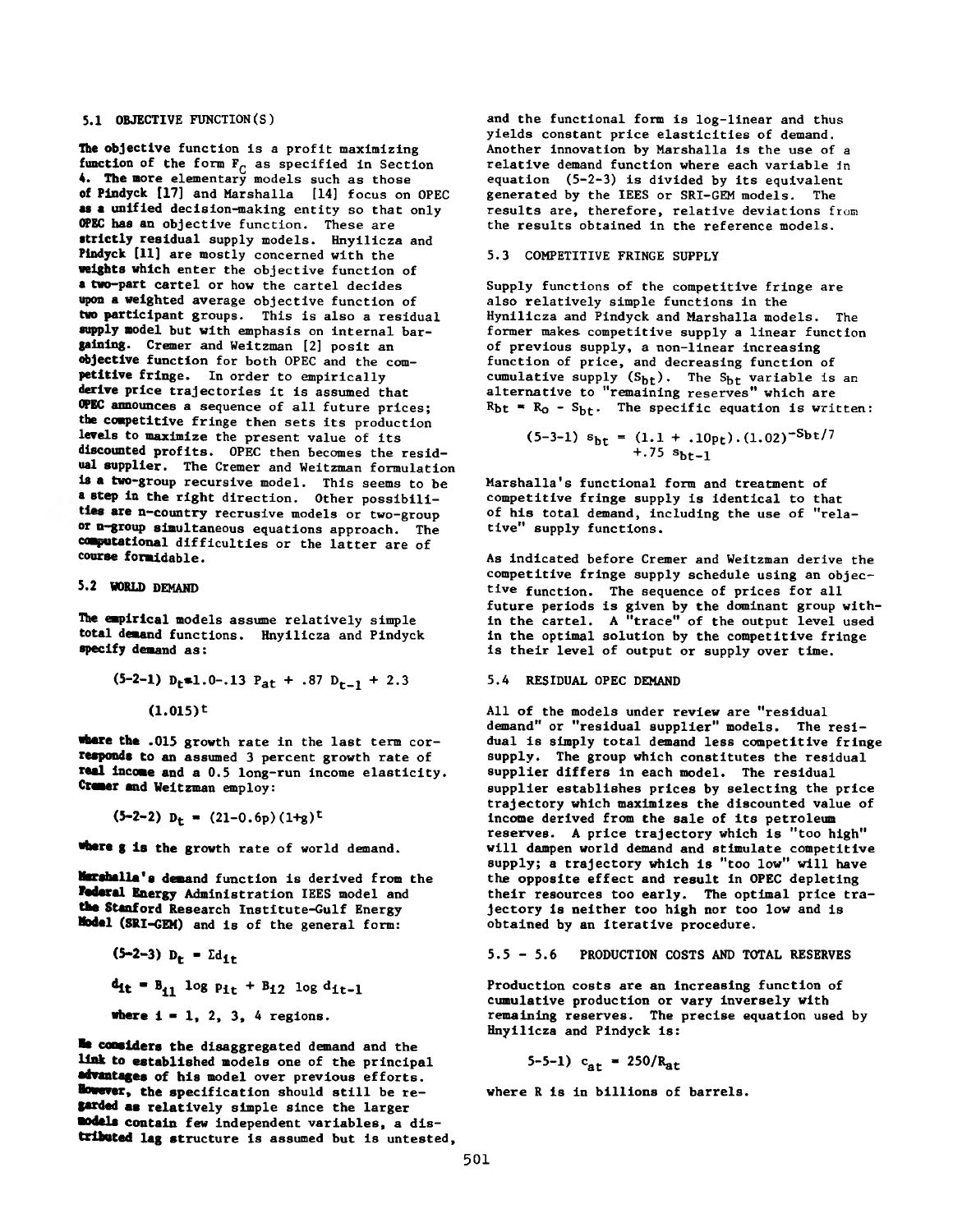### 5.1 OBJECTIVE FUNCTION(S)

The objective function is a profit maximizing function of the form $F_C$ as specified in Section 4. The more elementary models such as those of Pindyck [17] and Marshalla [14] focus on OPEC as a unified decision-making entity so that only OPEC has an objective function. These are strictly residual supply models. Hnyilicza and Pindyck [11] are mostly concerned with the weights which enter the objective function of a two-part cartel or how the cartel decides upon a weighted average objective function of two participant groups. This is also a residual supply model but with emphasis on internal bargaining. Cremer and Weitzman [2] posit an objective function for both OPEC and the competitive fringe. In order to empirically derive price trajectories it is assumed that OPEC announces a sequence of all future prices; the competitive fringe then sets its production levels to maximize the present value of its discounted profits. OPEC then becomes the residual supplier. The Cremer and Weitzman formulation is a two-group recursive model. This seems to be a step in the right direction. Other possibilities are n-country recrusive models or two-group or n-group simultaneous equations approach. The computational difficulties or the latter are of course formidable.

### 5.2 WORLD DEMAND

The empirical models assume relatively simple total demand functions. Hnyilicza and Pindyck specify demand as:

$$(5\text{-}2\text{-}1)\quad D_t = 1.0 - .13\ P_{at} + .87\ D_{t-1} + 2.3\ (1.015)^t$$

where the .015 growth rate in the last term corresponds to an assumed 3 percent growth rate of real income and a 0.5 long-run income elasticity. Cremer and Weitzman employ:

$$(5\text{-}2\text{-}2)\quad D_t = (21 - 0.6p)(1+g)^t$$

where g is the growth rate of world demand.

Marshalla's demand function is derived from the Federal Energy Administration IEES model and the Stanford Research Institute-Gulf Energy Model (SRI-GEM) and is of the general form:

$$(5\text{-}2\text{-}3)\quad D_t = \Sigma d_{it}$$

$$d_{it} = B_{i1} \log p_{it} + B_{i2} \log d_{it-1}$$

where i = 1, 2, 3, 4 regions.

He considers the disaggregated demand and the link to established models one of the principal advantages of his model over previous efforts. However, the specification should still be regarded as relatively simple since the larger models contain few independent variables, a distributed lag structure is assumed but is untested, and the functional form is log-linear and thus yields constant price elasticities of demand. Another innovation by Marshalla is the use of a relative demand function where each variable in equation (5-2-3) is divided by its equivalent generated by the IEES or SRI-GEM models. The results are, therefore, relative deviations from the results obtained in the reference models.

### 5.3 COMPETITIVE FRINGE SUPPLY

Supply functions of the competitive fringe are also relatively simple functions in the Hynilicza and Pindyck and Marshalla models. The former makes competitive supply a linear function of previous supply, a non-linear increasing function of price, and decreasing function of cumulative supply ($S_{bt}$). The $S_{bt}$ variable is an alternative to "remaining reserves" which are $R_{bt} = R_o - S_{bt}$. The specific equation is written:

$$(5\text{-}3\text{-}1)\quad s_{bt} = (1.1 + .10p_t).(1.02)^{-S_{bt}/7} + .75\ s_{bt-1}$$

Marshalla's functional form and treatment of competitive fringe supply is identical to that of his total demand, including the use of "relative" supply functions.

As indicated before Cremer and Weitzman derive the competitive fringe supply schedule using an objective function. The sequence of prices for all future periods is given by the dominant group within the cartel. A "trace" of the output level used in the optimal solution by the competitive fringe is their level of output or supply over time.

### 5.4 RESIDUAL OPEC DEMAND

All of the models under review are "residual demand" or "residual supplier" models. The residual is simply total demand less competitive fringe supply. The group which constitutes the residual supplier differs in each model. The residual supplier establishes prices by selecting the price trajectory which maximizes the discounted value of income derived from the sale of its petroleum reserves. A price trajectory which is "too high" will dampen world demand and stimulate competitive supply; a trajectory which is "too low" will have the opposite effect and result in OPEC depleting their resources too early. The optimal price trajectory is neither too high nor too low and is obtained by an iterative procedure.

### 5.5 - 5.6 PRODUCTION COSTS AND TOTAL RESERVES

Production costs are an increasing function of cumulative production or vary inversely with remaining reserves. The precise equation used by Hnyilicza and Pindyck is:

$$5\text{-}5\text{-}1)\quad c_{at} = 250/R_{at}$$

where R is in billions of barrels.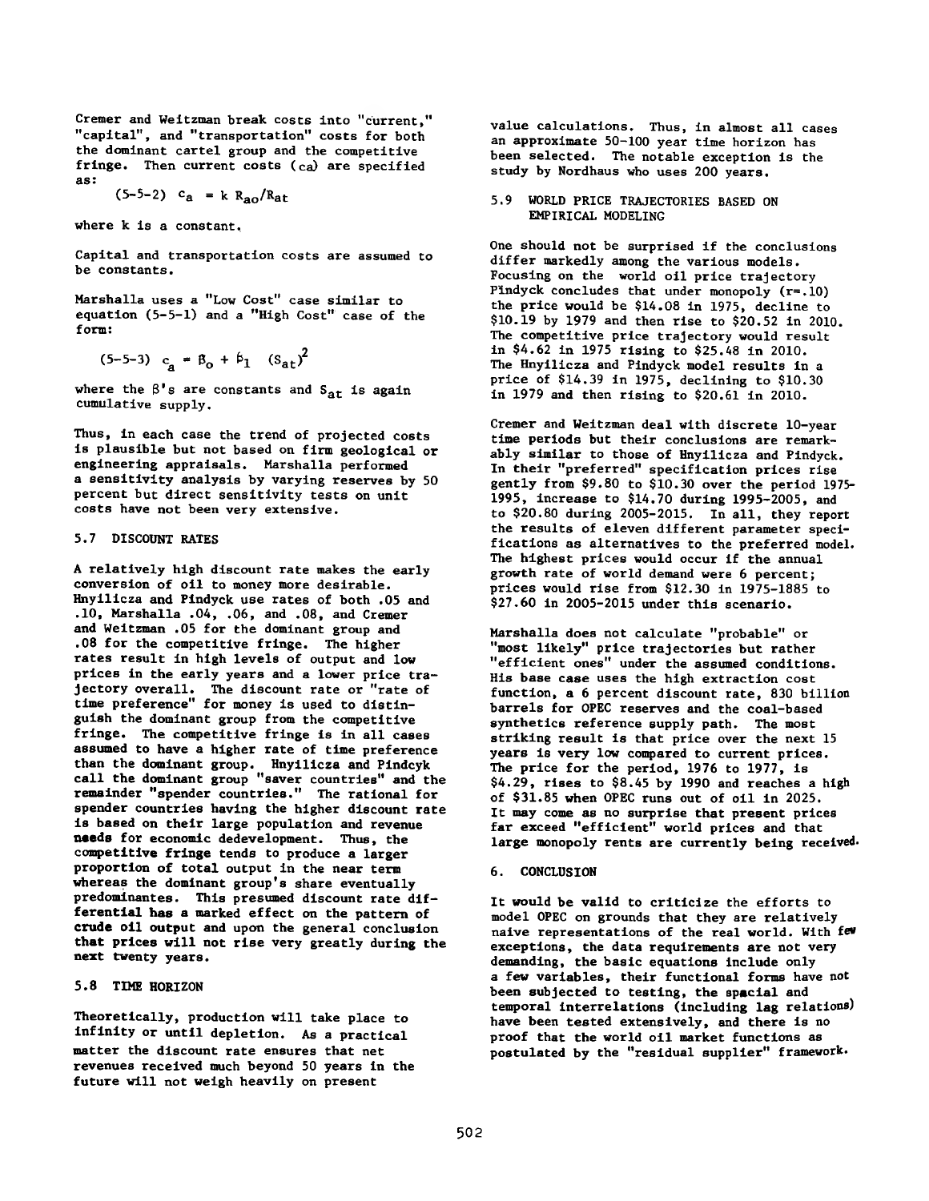Cremer and Weitzman break costs into "current," "capital", and "transportation" costs for both the dominant cartel group and the competitive fringe. Then current costs ($c_a$) are specified as:

$$(5\text{-}5\text{-}2)\quad c_a = k\, R_{ao}/R_{at}$$

where k is a constant.

Capital and transportation costs are assumed to be constants.

Marshalla uses a "Low Cost" case similar to equation (5-5-1) and a "High Cost" case of the form:

$$(5\text{-}5\text{-}3)\quad c_a = \beta_o + \beta_1 \quad (S_{at})^2$$

where the $\beta$'s are constants and $S_{at}$ is again cumulative supply.

Thus, in each case the trend of projected costs is plausible but not based on firm geological or engineering appraisals. Marshalla performed a sensitivity analysis by varying reserves by 50 percent but direct sensitivity tests on unit costs have not been very extensive.

## 5.7 DISCOUNT RATES

A relatively high discount rate makes the early conversion of oil to money more desirable. Hnyilicza and Pindyck use rates of both .05 and .10, Marshalla .04, .06, and .08, and Cremer and Weitzman .05 for the dominant group and .08 for the competitive fringe. The higher rates result in high levels of output and low prices in the early years and a lower price trajectory overall. The discount rate or "rate of time preference" for money is used to distinguish the dominant group from the competitive fringe. The competitive fringe is in all cases assumed to have a higher rate of time preference than the dominant group. Hnyilicza and Pindcyk call the dominant group "saver countries" and the remainder "spender countries." The rational for spender countries having the higher discount rate is based on their large population and revenue needs for economic dedevelopment. Thus, the competitive fringe tends to produce a larger proportion of total output in the near term whereas the dominant group's share eventually predominantes. This presumed discount rate differential has a marked effect on the pattern of crude oil output and upon the general conclusion that prices will not rise very greatly during the next twenty years.

## 5.8 TIME HORIZON

Theoretically, production will take place to infinity or until depletion. As a practical matter the discount rate ensures that net revenues received much beyond 50 years in the future will not weigh heavily on present value calculations. Thus, in almost all cases an approximate 50-100 year time horizon has been selected. The notable exception is the study by Nordhaus who uses 200 years.

## 5.9 WORLD PRICE TRAJECTORIES BASED ON EMPIRICAL MODELING

One should not be surprised if the conclusions differ markedly among the various models. Focusing on the world oil price trajectory Pindyck concludes that under monopoly (r=.10) the price would be $14.08 in 1975, decline to $10.19 by 1979 and then rise to $20.52 in 2010. The competitive price trajectory would result in $4.62 in 1975 rising to $25.48 in 2010. The Hnyilicza and Pindyck model results in a price of $14.39 in 1975, declining to $10.30 in 1979 and then rising to $20.61 in 2010.

Cremer and Weitzman deal with discrete 10-year time periods but their conclusions are remarkably similar to those of Hnyilicza and Pindyck. In their "preferred" specification prices rise gently from $9.80 to $10.30 over the period 1975-1995, increase to $14.70 during 1995-2005, and to $20.80 during 2005-2015. In all, they report the results of eleven different parameter specifications as alternatives to the preferred model. The highest prices would occur if the annual growth rate of world demand were 6 percent; prices would rise from $12.30 in 1975-1885 to $27.60 in 2005-2015 under this scenario.

Marshalla does not calculate "probable" or "most likely" price trajectories but rather "efficient ones" under the assumed conditions. His base case uses the high extraction cost function, a 6 percent discount rate, 830 billion barrels for OPEC reserves and the coal-based synthetics reference supply path. The most striking result is that price over the next 15 years is very low compared to current prices. The price for the period, 1976 to 1977, is $4.29, rises to $8.45 by 1990 and reaches a high of $31.85 when OPEC runs out of oil in 2025. It may come as no surprise that present prices far exceed "efficient" world prices and that large monopoly rents are currently being received.

## 6. CONCLUSION

It would be valid to criticize the efforts to model OPEC on grounds that they are relatively naive representations of the real world. With few exceptions, the data requirements are not very demanding, the basic equations include only a few variables, their functional forms have not been subjected to testing, the spacial and temporal interrelations (including lag relations) have been tested extensively, and there is no proof that the world oil market functions as postulated by the "residual supplier" framework.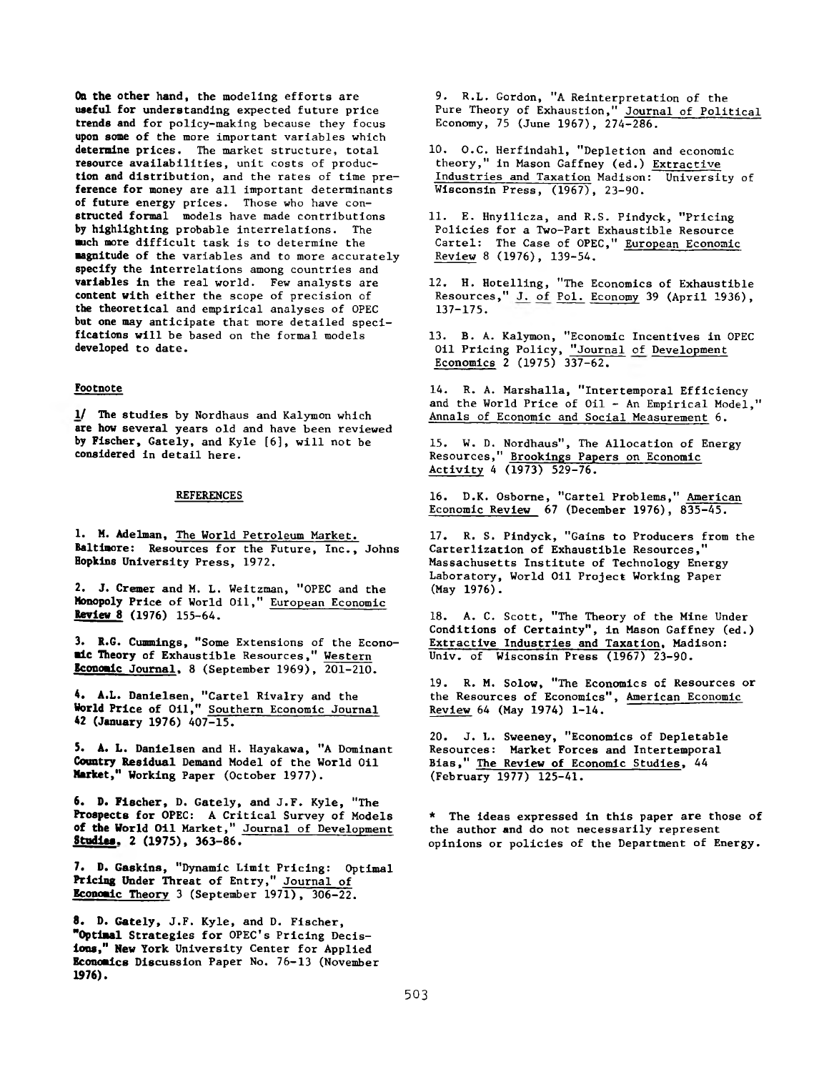On the other hand, the modeling efforts are useful for understanding expected future price trends and for policy-making because they focus upon some of the more important variables which determine prices. The market structure, total resource availabilities, unit costs of production and distribution, and the rates of time preference for money are all important determinants of future energy prices. Those who have constructed formal models have made contributions by highlighting probable interrelations. The much more difficult task is to determine the magnitude of the variables and to more accurately specify the interrelations among countries and variables in the real world. Few analysts are content with either the scope of precision of the theoretical and empirical analyses of OPEC but one may anticipate that more detailed specifications will be based on the formal models developed to date.

#### Footnote

1/ The studies by Nordhaus and Kalymon which are how several years old and have been reviewed by Fischer, Gately, and Kyle [6], will not be considered in detail here.

## REFERENCES

1. M. Adelman, The World Petroleum Market. Baltimore: Resources for the Future, Inc., Johns Hopkins University Press, 1972.

2. J. Cremer and M. L. Weitzman, "OPEC and the Monopoly Price of World Oil," European Economic Review 8 (1976) 155-64.

3. R.G. Cummings, "Some Extensions of the Economic Theory of Exhaustible Resources," Western Economic Journal, 8 (September 1969), 201-210.

4. A.L. Danielsen, "Cartel Rivalry and the World Price of Oil," Southern Economic Journal 42 (January 1976) 407-15.

5. A. L. Danielsen and H. Hayakawa, "A Dominant Country Residual Demand Model of the World Oil Market," Working Paper (October 1977).

6. D. Fischer, D. Gately, and J.F. Kyle, "The Prospects for OPEC: A Critical Survey of Models of the World Oil Market," Journal of Development Studies, 2 (1975), 363-86.

7. D. Gaskins, "Dynamic Limit Pricing: Optimal Pricing Under Threat of Entry," Journal of Economic Theory 3 (September 1971), 306-22.

8. D. Gately, J.F. Kyle, and D. Fischer, "Optimal Strategies for OPEC's Pricing Decisions," New York University Center for Applied Economics Discussion Paper No. 76-13 (November 1976).

9. R.L. Gordon, "A Reinterpretation of the Pure Theory of Exhaustion," Journal of Political Economy, 75 (June 1967), 274-286.

10. O.C. Herfindahl, "Depletion and economic theory," in Mason Gaffney (ed.) Extractive Industries and Taxation Madison: University of Wisconsin Press, (1967), 23-90.

11. E. Hnyilicza, and R.S. Pindyck, "Pricing Policies for a Two-Part Exhaustible Resource Cartel: The Case of OPEC," European Economic Review 8 (1976), 139-54.

12. H. Hotelling, "The Economics of Exhaustible Resources," J. of Pol. Economy 39 (April 1936), 137-175.

13. B. A. Kalymon, "Economic Incentives in OPEC Oil Pricing Policy, "Journal of Development Economics 2 (1975) 337-62.

14. R. A. Marshalla, "Intertemporal Efficiency and the World Price of Oil - An Empirical Model," Annals of Economic and Social Measurement 6.

15. W. D. Nordhaus", The Allocation of Energy Resources," Brookings Papers on Economic Activity 4 (1973) 529-76.

16. D.K. Osborne, "Cartel Problems," American Economic Review 67 (December 1976), 835-45.

17. R. S. Pindyck, "Gains to Producers from the Carterlization of Exhaustible Resources," Massachusetts Institute of Technology Energy Laboratory, World Oil Project Working Paper (May 1976).

18. A. C. Scott, "The Theory of the Mine Under Conditions of Certainty", in Mason Gaffney (ed.) Extractive Industries and Taxation, Madison: Univ. of Wisconsin Press (1967) 23-90.

19. R. M. Solow, "The Economics of Resources or the Resources of Economics", American Economic Review 64 (May 1974) 1-14.

20. J. L. Sweeney, "Economics of Depletable Resources: Market Forces and Intertemporal Bias," The Review of Economic Studies, 44 (February 1977) 125-41.

* The ideas expressed in this paper are those of the author and do not necessarily represent opinions or policies of the Department of Energy.